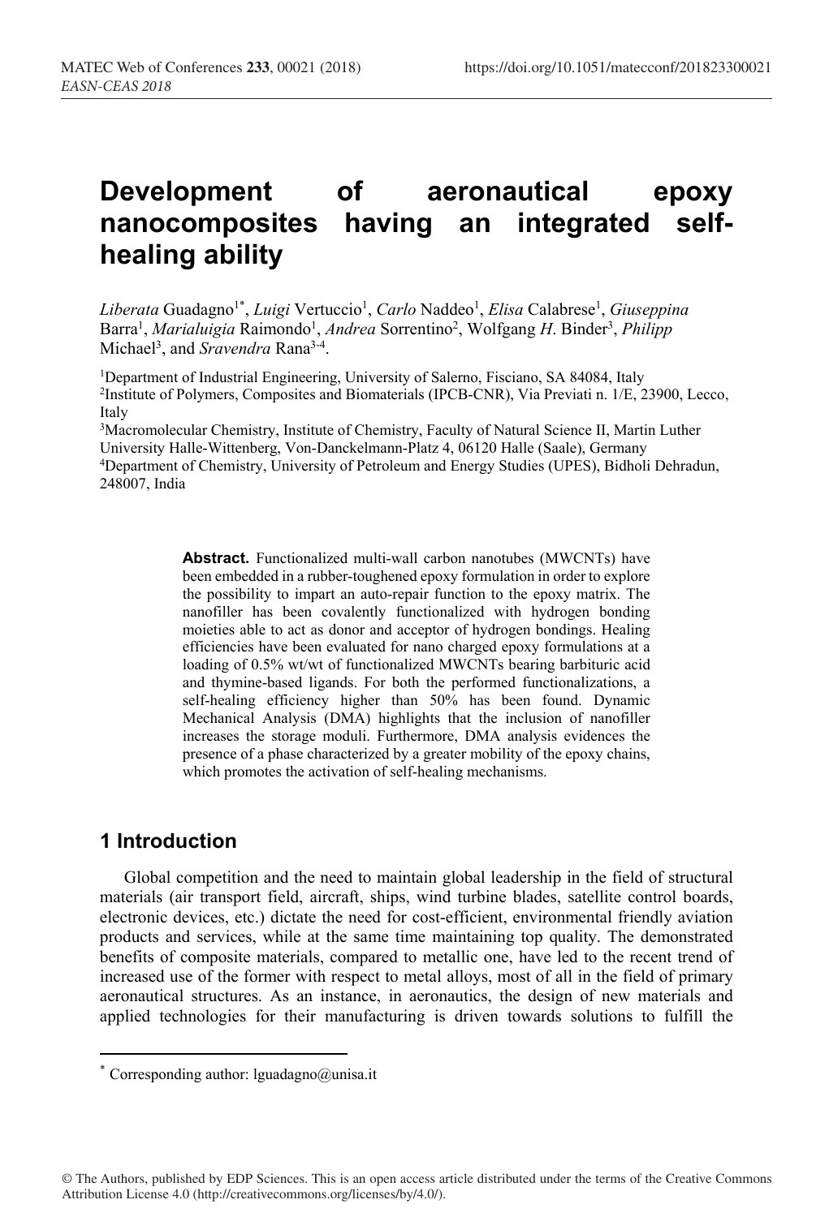# Development of aeronautical epoxy nanocomposites having an integrated self-healing ability

*Liberata* Guadagno[1*], *Luigi* Vertuccio[1], *Carlo* Naddeo[1], *Elisa* Calabrese[1], *Giuseppina* Barra[1], *Marialuigia* Raimondo[1], *Andrea* Sorrentino[2], Wolfgang *H*. Binder[3], *Philipp* Michael[3], and *Sravendra* Rana[3-4].

[1]Department of Industrial Engineering, University of Salerno, Fisciano, SA 84084, Italy
[2]Institute of Polymers, Composites and Biomaterials (IPCB-CNR), Via Previati n. 1/E, 23900, Lecco, Italy
[3]Macromolecular Chemistry, Institute of Chemistry, Faculty of Natural Science II, Martin Luther University Halle-Wittenberg, Von-Danckelmann-Platz 4, 06120 Halle (Saale), Germany
[4]Department of Chemistry, University of Petroleum and Energy Studies (UPES), Bidholi Dehradun, 248007, India

**Abstract.** Functionalized multi-wall carbon nanotubes (MWCNTs) have been embedded in a rubber-toughened epoxy formulation in order to explore the possibility to impart an auto-repair function to the epoxy matrix. The nanofiller has been covalently functionalized with hydrogen bonding moieties able to act as donor and acceptor of hydrogen bondings. Healing efficiencies have been evaluated for nano charged epoxy formulations at a loading of 0.5% wt/wt of functionalized MWCNTs bearing barbituric acid and thymine-based ligands. For both the performed functionalizations, a self-healing efficiency higher than 50% has been found. Dynamic Mechanical Analysis (DMA) highlights that the inclusion of nanofiller increases the storage moduli. Furthermore, DMA analysis evidences the presence of a phase characterized by a greater mobility of the epoxy chains, which promotes the activation of self-healing mechanisms.

## 1 Introduction

Global competition and the need to maintain global leadership in the field of structural materials (air transport field, aircraft, ships, wind turbine blades, satellite control boards, electronic devices, etc.) dictate the need for cost-efficient, environmental friendly aviation products and services, while at the same time maintaining top quality. The demonstrated benefits of composite materials, compared to metallic one, have led to the recent trend of increased use of the former with respect to metal alloys, most of all in the field of primary aeronautical structures. As an instance, in aeronautics, the design of new materials and applied technologies for their manufacturing is driven towards solutions to fulfill the

* Corresponding author: lguadagno@unisa.it

© The Authors, published by EDP Sciences. This is an open access article distributed under the terms of the Creative Commons Attribution License 4.0 (http://creativecommons.org/licenses/by/4.0/).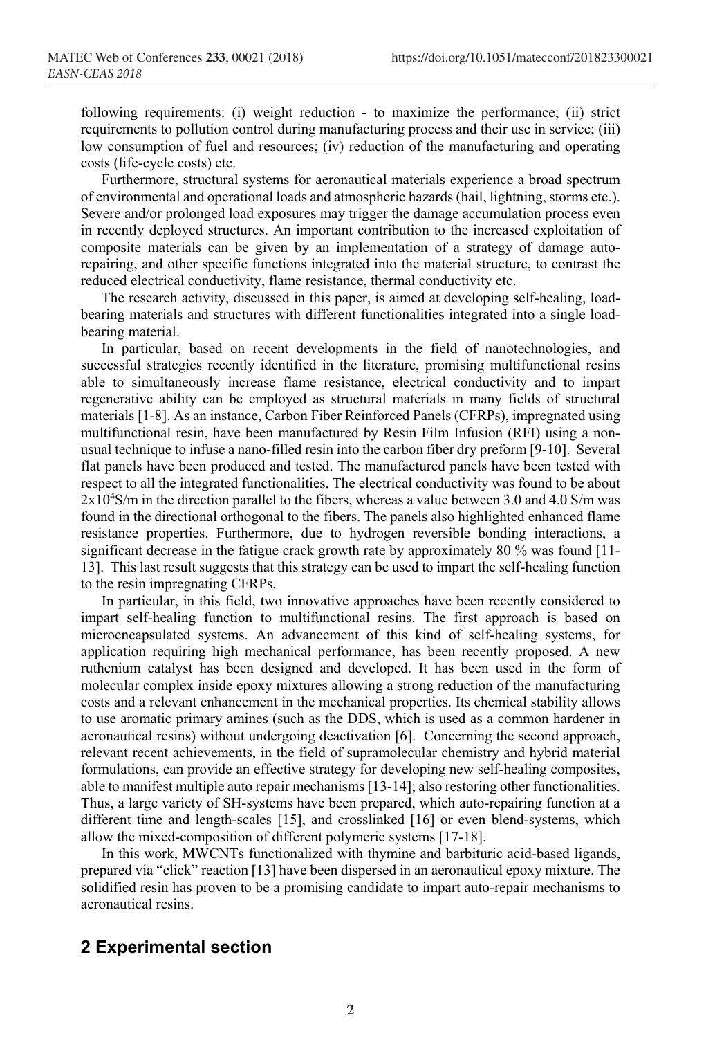following requirements: (i) weight reduction - to maximize the performance; (ii) strict requirements to pollution control during manufacturing process and their use in service; (iii) low consumption of fuel and resources; (iv) reduction of the manufacturing and operating costs (life-cycle costs) etc.

Furthermore, structural systems for aeronautical materials experience a broad spectrum of environmental and operational loads and atmospheric hazards (hail, lightning, storms etc.). Severe and/or prolonged load exposures may trigger the damage accumulation process even in recently deployed structures. An important contribution to the increased exploitation of composite materials can be given by an implementation of a strategy of damage auto-repairing, and other specific functions integrated into the material structure, to contrast the reduced electrical conductivity, flame resistance, thermal conductivity etc.

The research activity, discussed in this paper, is aimed at developing self-healing, load-bearing materials and structures with different functionalities integrated into a single load-bearing material.

In particular, based on recent developments in the field of nanotechnologies, and successful strategies recently identified in the literature, promising multifunctional resins able to simultaneously increase flame resistance, electrical conductivity and to impart regenerative ability can be employed as structural materials in many fields of structural materials [1-8]. As an instance, Carbon Fiber Reinforced Panels (CFRPs), impregnated using multifunctional resin, have been manufactured by Resin Film Infusion (RFI) using a non-usual technique to infuse a nano-filled resin into the carbon fiber dry preform [9-10]. Several flat panels have been produced and tested. The manufactured panels have been tested with respect to all the integrated functionalities. The electrical conductivity was found to be about $2x10^4$S/m in the direction parallel to the fibers, whereas a value between 3.0 and 4.0 S/m was found in the directional orthogonal to the fibers. The panels also highlighted enhanced flame resistance properties. Furthermore, due to hydrogen reversible bonding interactions, a significant decrease in the fatigue crack growth rate by approximately 80 % was found [11-13]. This last result suggests that this strategy can be used to impart the self-healing function to the resin impregnating CFRPs.

In particular, in this field, two innovative approaches have been recently considered to impart self-healing function to multifunctional resins. The first approach is based on microencapsulated systems. An advancement of this kind of self-healing systems, for application requiring high mechanical performance, has been recently proposed. A new ruthenium catalyst has been designed and developed. It has been used in the form of molecular complex inside epoxy mixtures allowing a strong reduction of the manufacturing costs and a relevant enhancement in the mechanical properties. Its chemical stability allows to use aromatic primary amines (such as the DDS, which is used as a common hardener in aeronautical resins) without undergoing deactivation [6]. Concerning the second approach, relevant recent achievements, in the field of supramolecular chemistry and hybrid material formulations, can provide an effective strategy for developing new self-healing composites, able to manifest multiple auto repair mechanisms [13-14]; also restoring other functionalities. Thus, a large variety of SH-systems have been prepared, which auto-repairing function at a different time and length-scales [15], and crosslinked [16] or even blend-systems, which allow the mixed-composition of different polymeric systems [17-18].

In this work, MWCNTs functionalized with thymine and barbituric acid-based ligands, prepared via "click" reaction [13] have been dispersed in an aeronautical epoxy mixture. The solidified resin has proven to be a promising candidate to impart auto-repair mechanisms to aeronautical resins.

## 2 Experimental section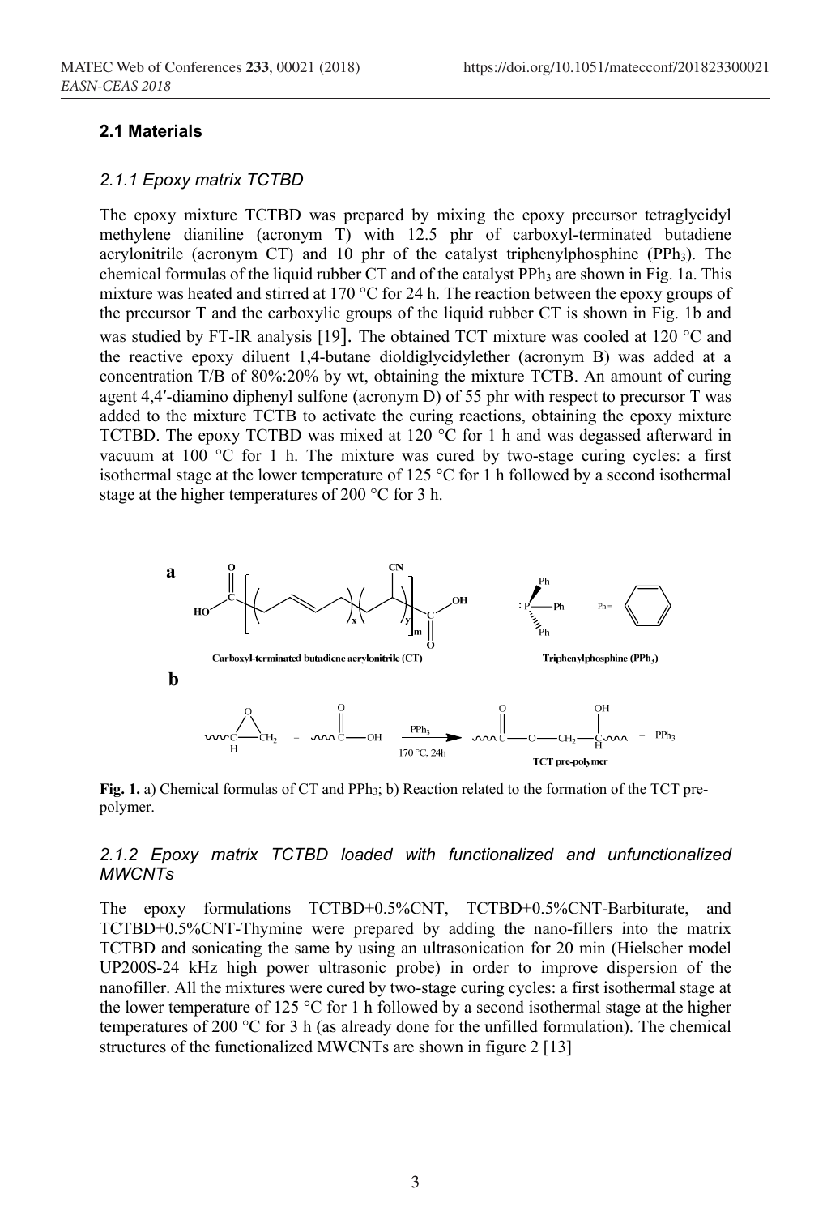## 2.1 Materials

### *2.1.1 Epoxy matrix TCTBD*

The epoxy mixture TCTBD was prepared by mixing the epoxy precursor tetraglycidyl methylene dianiline (acronym T) with 12.5 phr of carboxyl-terminated butadiene acrylonitrile (acronym CT) and 10 phr of the catalyst triphenylphosphine ($PPh_3$). The chemical formulas of the liquid rubber CT and of the catalyst $PPh_3$ are shown in Fig. 1a. This mixture was heated and stirred at 170 °C for 24 h. The reaction between the epoxy groups of the precursor T and the carboxylic groups of the liquid rubber CT is shown in Fig. 1b and was studied by FT-IR analysis [19]. The obtained TCT mixture was cooled at 120 °C and the reactive epoxy diluent 1,4-butane dioldiglycidylether (acronym B) was added at a concentration T/B of 80%:20% by wt, obtaining the mixture TCTB. An amount of curing agent 4,4′-diamino diphenyl sulfone (acronym D) of 55 phr with respect to precursor T was added to the mixture TCTB to activate the curing reactions, obtaining the epoxy mixture TCTBD. The epoxy TCTBD was mixed at 120 °C for 1 h and was degassed afterward in vacuum at 100 °C for 1 h. The mixture was cured by two-stage curing cycles: a first isothermal stage at the lower temperature of 125 °C for 1 h followed by a second isothermal stage at the higher temperatures of 200 °C for 3 h.

**Fig. 1.** a) Chemical formulas of CT and $PPh_3$; b) Reaction related to the formation of the TCT pre-polymer.

### *2.1.2 Epoxy matrix TCTBD loaded with functionalized and unfunctionalized MWCNTs*

The epoxy formulations TCTBD+0.5%CNT, TCTBD+0.5%CNT-Barbiturate, and TCTBD+0.5%CNT-Thymine were prepared by adding the nano-fillers into the matrix TCTBD and sonicating the same by using an ultrasonication for 20 min (Hielscher model UP200S-24 kHz high power ultrasonic probe) in order to improve dispersion of the nanofiller. All the mixtures were cured by two-stage curing cycles: a first isothermal stage at the lower temperature of 125 °C for 1 h followed by a second isothermal stage at the higher temperatures of 200 °C for 3 h (as already done for the unfilled formulation). The chemical structures of the functionalized MWCNTs are shown in figure 2 [13]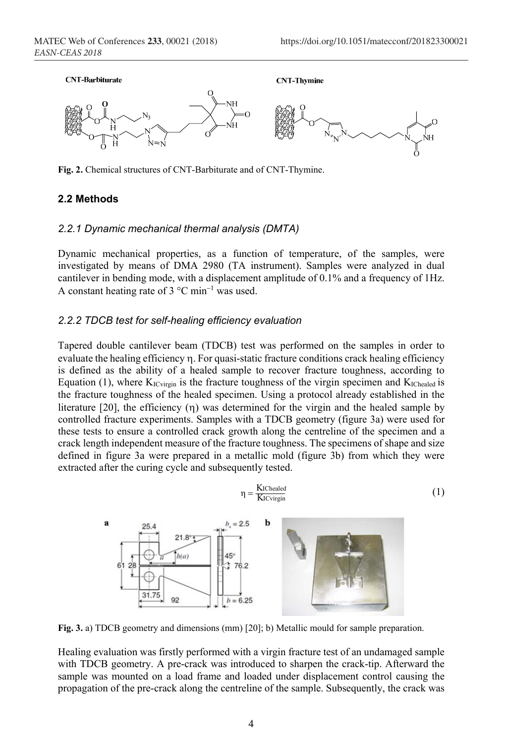**Fig. 2.** Chemical structures of CNT-Barbiturate and of CNT-Thymine.

### 2.2 Methods

#### *2.2.1 Dynamic mechanical thermal analysis (DMTA)*

Dynamic mechanical properties, as a function of temperature, of the samples, were investigated by means of DMA 2980 (TA instrument). Samples were analyzed in dual cantilever in bending mode, with a displacement amplitude of 0.1% and a frequency of 1Hz. A constant heating rate of 3 °C min$^{-1}$ was used.

#### *2.2.2 TDCB test for self-healing efficiency evaluation*

Tapered double cantilever beam (TDCB) test was performed on the samples in order to evaluate the healing efficiency $\eta$. For quasi-static fracture conditions crack healing efficiency is defined as the ability of a healed sample to recover fracture toughness, according to Equation (1), where $K_{ICvirgin}$ is the fracture toughness of the virgin specimen and $K_{IChealed}$ is the fracture toughness of the healed specimen. Using a protocol already established in the literature [20], the efficiency ($\eta$) was determined for the virgin and the healed sample by controlled fracture experiments. Samples with a TDCB geometry (figure 3a) were used for these tests to ensure a controlled crack growth along the centreline of the specimen and a crack length independent measure of the fracture toughness. The specimens of shape and size defined in figure 3a were prepared in a metallic mold (figure 3b) from which they were extracted after the curing cycle and subsequently tested.

$$\eta = \frac{K_{IChealed}}{K_{ICvirgin}} \tag{1}$$

**Fig. 3.** a) TDCB geometry and dimensions (mm) [20]; b) Metallic mould for sample preparation.

Healing evaluation was firstly performed with a virgin fracture test of an undamaged sample with TDCB geometry. A pre-crack was introduced to sharpen the crack-tip. Afterward the sample was mounted on a load frame and loaded under displacement control causing the propagation of the pre-crack along the centreline of the sample. Subsequently, the crack was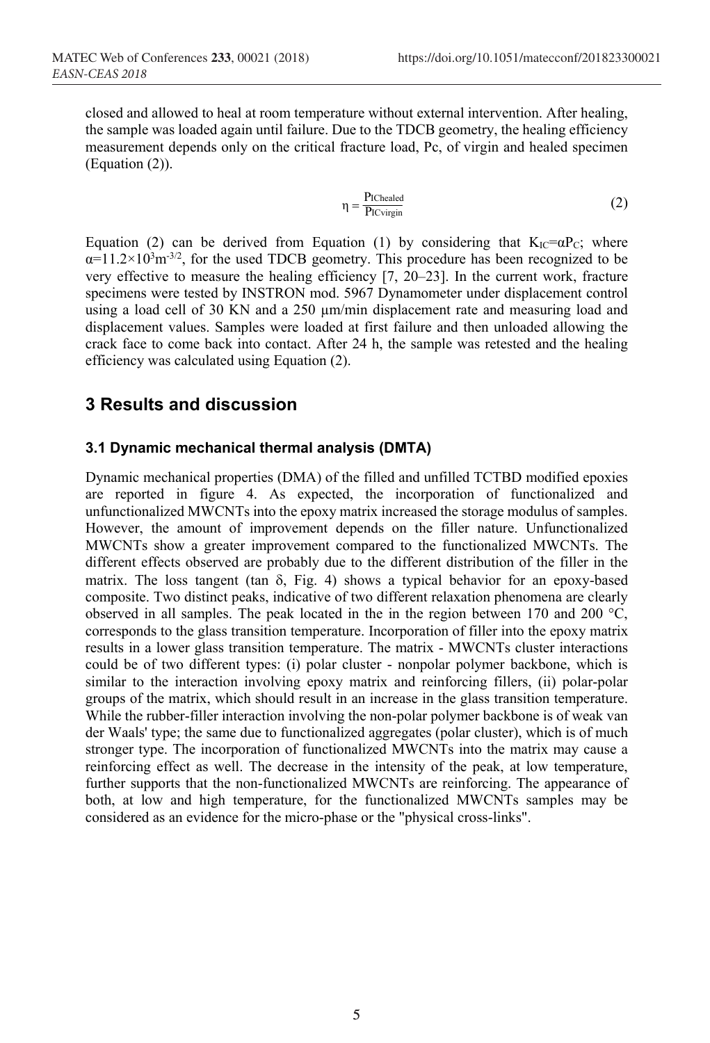closed and allowed to heal at room temperature without external intervention. After healing, the sample was loaded again until failure. Due to the TDCB geometry, the healing efficiency measurement depends only on the critical fracture load, Pc, of virgin and healed specimen (Equation (2)).

$$\eta = \frac{P_{IChealed}}{P_{ICvirgin}} \tag{2}$$

Equation (2) can be derived from Equation (1) by considering that $K_{IC}=\alpha P_C$; where $\alpha=11.2\times10^3 m^{-3/2}$, for the used TDCB geometry. This procedure has been recognized to be very effective to measure the healing efficiency [7, 20–23]. In the current work, fracture specimens were tested by INSTRON mod. 5967 Dynamometer under displacement control using a load cell of 30 KN and a 250 μm/min displacement rate and measuring load and displacement values. Samples were loaded at first failure and then unloaded allowing the crack face to come back into contact. After 24 h, the sample was retested and the healing efficiency was calculated using Equation (2).

## 3 Results and discussion

### 3.1 Dynamic mechanical thermal analysis (DMTA)

Dynamic mechanical properties (DMA) of the filled and unfilled TCTBD modified epoxies are reported in figure 4. As expected, the incorporation of functionalized and unfunctionalized MWCNTs into the epoxy matrix increased the storage modulus of samples. However, the amount of improvement depends on the filler nature. Unfunctionalized MWCNTs show a greater improvement compared to the functionalized MWCNTs. The different effects observed are probably due to the different distribution of the filler in the matrix. The loss tangent (tan δ, Fig. 4) shows a typical behavior for an epoxy-based composite. Two distinct peaks, indicative of two different relaxation phenomena are clearly observed in all samples. The peak located in the in the region between 170 and 200 °C, corresponds to the glass transition temperature. Incorporation of filler into the epoxy matrix results in a lower glass transition temperature. The matrix - MWCNTs cluster interactions could be of two different types: (i) polar cluster - nonpolar polymer backbone, which is similar to the interaction involving epoxy matrix and reinforcing fillers, (ii) polar-polar groups of the matrix, which should result in an increase in the glass transition temperature. While the rubber-filler interaction involving the non-polar polymer backbone is of weak van der Waals' type; the same due to functionalized aggregates (polar cluster), which is of much stronger type. The incorporation of functionalized MWCNTs into the matrix may cause a reinforcing effect as well. The decrease in the intensity of the peak, at low temperature, further supports that the non-functionalized MWCNTs are reinforcing. The appearance of both, at low and high temperature, for the functionalized MWCNTs samples may be considered as an evidence for the micro-phase or the "physical cross-links".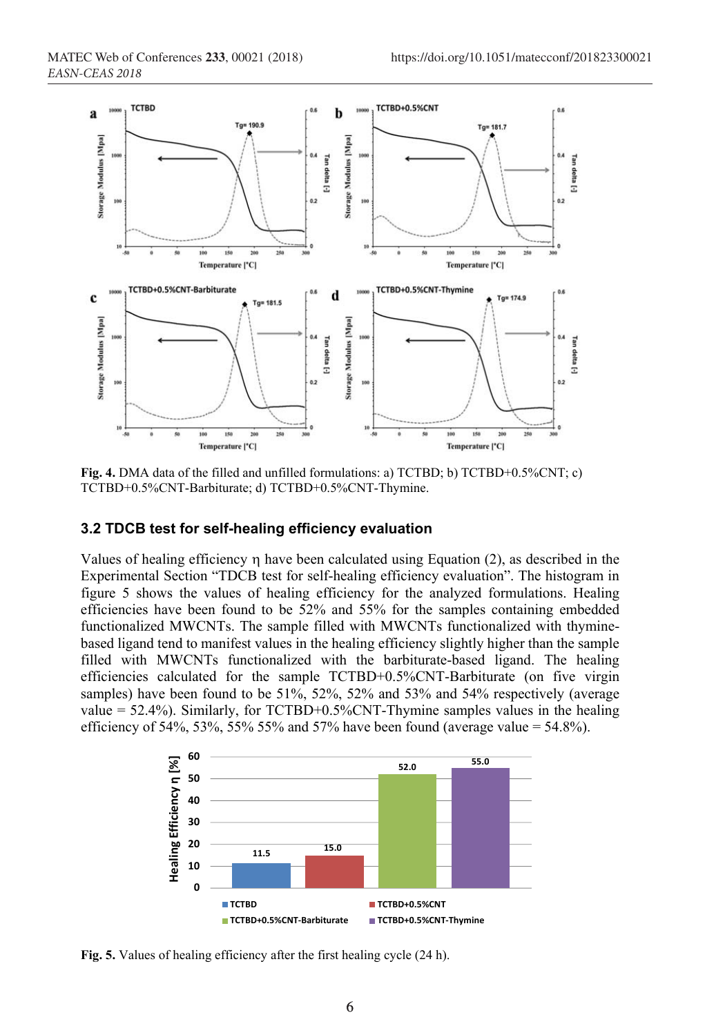**Fig. 4.** DMA data of the filled and unfilled formulations: a) TCTBD; b) TCTBD+0.5%CNT; c) TCTBD+0.5%CNT-Barbiturate; d) TCTBD+0.5%CNT-Thymine.

### 3.2 TDCB test for self-healing efficiency evaluation

Values of healing efficiency η have been calculated using Equation (2), as described in the Experimental Section "TDCB test for self-healing efficiency evaluation". The histogram in figure 5 shows the values of healing efficiency for the analyzed formulations. Healing efficiencies have been found to be 52% and 55% for the samples containing embedded functionalized MWCNTs. The sample filled with MWCNTs functionalized with thymine-based ligand tend to manifest values in the healing efficiency slightly higher than the sample filled with MWCNTs functionalized with the barbiturate-based ligand. The healing efficiencies calculated for the sample TCTBD+0.5%CNT-Barbiturate (on five virgin samples) have been found to be 51%, 52%, 52% and 53% and 54% respectively (average value = 52.4%). Similarly, for TCTBD+0.5%CNT-Thymine samples values in the healing efficiency of 54%, 53%, 55% 55% and 57% have been found (average value = 54.8%).

**Fig. 5.** Values of healing efficiency after the first healing cycle (24 h).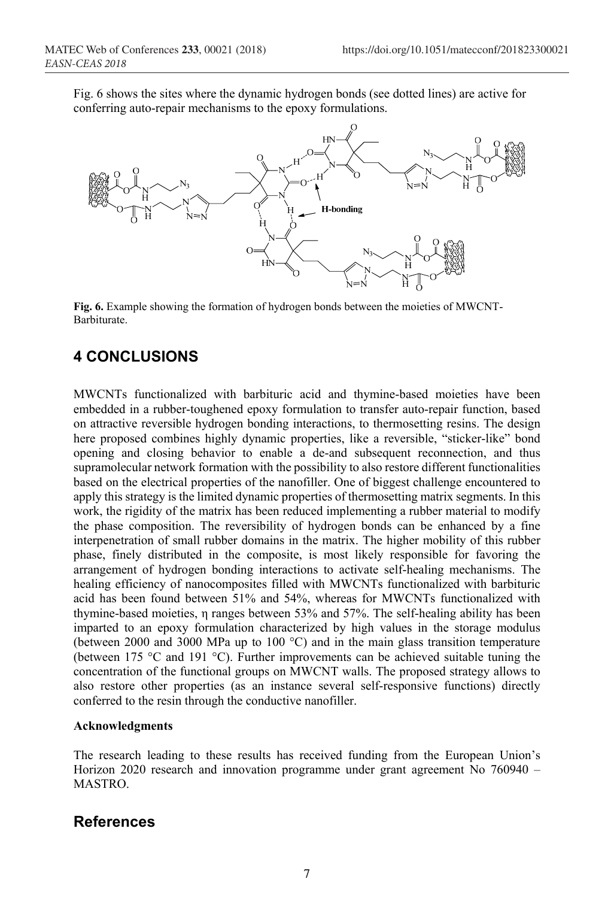Fig. 6 shows the sites where the dynamic hydrogen bonds (see dotted lines) are active for conferring auto-repair mechanisms to the epoxy formulations.

**Fig. 6.** Example showing the formation of hydrogen bonds between the moieties of MWCNT-Barbiturate.

## 4 CONCLUSIONS

MWCNTs functionalized with barbituric acid and thymine-based moieties have been embedded in a rubber-toughened epoxy formulation to transfer auto-repair function, based on attractive reversible hydrogen bonding interactions, to thermosetting resins. The design here proposed combines highly dynamic properties, like a reversible, "sticker-like" bond opening and closing behavior to enable a de-and subsequent reconnection, and thus supramolecular network formation with the possibility to also restore different functionalities based on the electrical properties of the nanofiller. One of biggest challenge encountered to apply this strategy is the limited dynamic properties of thermosetting matrix segments. In this work, the rigidity of the matrix has been reduced implementing a rubber material to modify the phase composition. The reversibility of hydrogen bonds can be enhanced by a fine interpenetration of small rubber domains in the matrix. The higher mobility of this rubber phase, finely distributed in the composite, is most likely responsible for favoring the arrangement of hydrogen bonding interactions to activate self-healing mechanisms. The healing efficiency of nanocomposites filled with MWCNTs functionalized with barbituric acid has been found between 51% and 54%, whereas for MWCNTs functionalized with thymine-based moieties, $\eta$ ranges between 53% and 57%. The self-healing ability has been imparted to an epoxy formulation characterized by high values in the storage modulus (between 2000 and 3000 MPa up to 100 °C) and in the main glass transition temperature (between 175 °C and 191 °C). Further improvements can be achieved suitable tuning the concentration of the functional groups on MWCNT walls. The proposed strategy allows to also restore other properties (as an instance several self-responsive functions) directly conferred to the resin through the conductive nanofiller.

**Acknowledgments**

The research leading to these results has received funding from the European Union's Horizon 2020 research and innovation programme under grant agreement No 760940 – MASTRO.

## References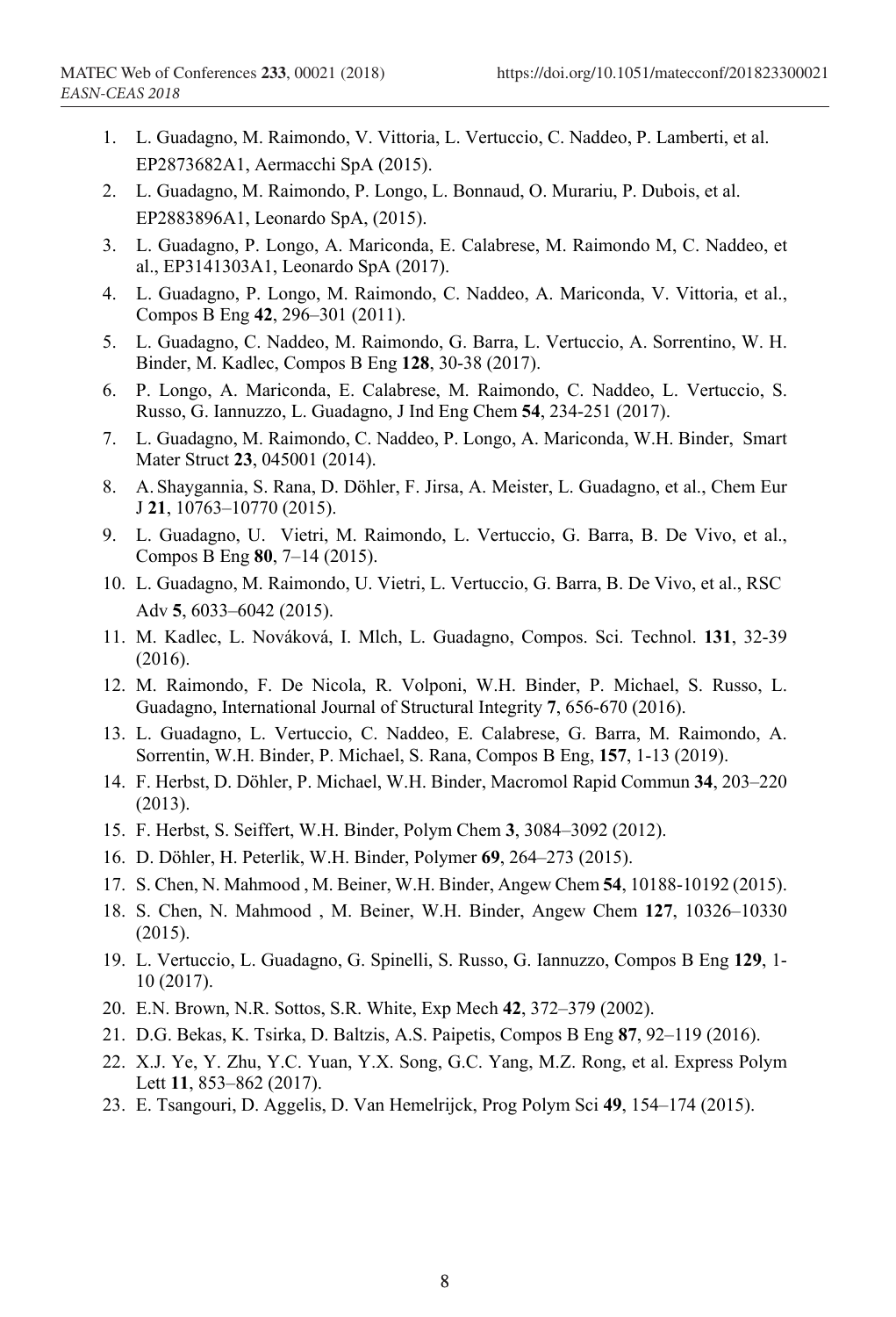1. L. Guadagno, M. Raimondo, V. Vittoria, L. Vertuccio, C. Naddeo, P. Lamberti, et al. EP2873682A1, Aermacchi SpA (2015).
2. L. Guadagno, M. Raimondo, P. Longo, L. Bonnaud, O. Murariu, P. Dubois, et al. EP2883896A1, Leonardo SpA, (2015).
3. L. Guadagno, P. Longo, A. Mariconda, E. Calabrese, M. Raimondo M, C. Naddeo, et al., EP3141303A1, Leonardo SpA (2017).
4. L. Guadagno, P. Longo, M. Raimondo, C. Naddeo, A. Mariconda, V. Vittoria, et al., Compos B Eng **42**, 296–301 (2011).
5. L. Guadagno, C. Naddeo, M. Raimondo, G. Barra, L. Vertuccio, A. Sorrentino, W. H. Binder, M. Kadlec, Compos B Eng **128**, 30-38 (2017).
6. P. Longo, A. Mariconda, E. Calabrese, M. Raimondo, C. Naddeo, L. Vertuccio, S. Russo, G. Iannuzzo, L. Guadagno, J Ind Eng Chem **54**, 234-251 (2017).
7. L. Guadagno, M. Raimondo, C. Naddeo, P. Longo, A. Mariconda, W.H. Binder, Smart Mater Struct **23**, 045001 (2014).
8. A. Shaygannia, S. Rana, D. Döhler, F. Jirsa, A. Meister, L. Guadagno, et al., Chem Eur J **21**, 10763–10770 (2015).
9. L. Guadagno, U. Vietri, M. Raimondo, L. Vertuccio, G. Barra, B. De Vivo, et al., Compos B Eng **80**, 7–14 (2015).
10. L. Guadagno, M. Raimondo, U. Vietri, L. Vertuccio, G. Barra, B. De Vivo, et al., RSC Adv **5**, 6033–6042 (2015).
11. M. Kadlec, L. Nováková, I. Mlch, L. Guadagno, Compos. Sci. Technol. **131**, 32-39 (2016).
12. M. Raimondo, F. De Nicola, R. Volponi, W.H. Binder, P. Michael, S. Russo, L. Guadagno, International Journal of Structural Integrity **7**, 656-670 (2016).
13. L. Guadagno, L. Vertuccio, C. Naddeo, E. Calabrese, G. Barra, M. Raimondo, A. Sorrentin, W.H. Binder, P. Michael, S. Rana, Compos B Eng, **157**, 1-13 (2019).
14. F. Herbst, D. Döhler, P. Michael, W.H. Binder, Macromol Rapid Commun **34**, 203–220 (2013).
15. F. Herbst, S. Seiffert, W.H. Binder, Polym Chem **3**, 3084–3092 (2012).
16. D. Döhler, H. Peterlik, W.H. Binder, Polymer **69**, 264–273 (2015).
17. S. Chen, N. Mahmood , M. Beiner, W.H. Binder, Angew Chem **54**, 10188-10192 (2015).
18. S. Chen, N. Mahmood , M. Beiner, W.H. Binder, Angew Chem **127**, 10326–10330 (2015).
19. L. Vertuccio, L. Guadagno, G. Spinelli, S. Russo, G. Iannuzzo, Compos B Eng **129**, 1-10 (2017).
20. E.N. Brown, N.R. Sottos, S.R. White, Exp Mech **42**, 372–379 (2002).
21. D.G. Bekas, K. Tsirka, D. Baltzis, A.S. Paipetis, Compos B Eng **87**, 92–119 (2016).
22. X.J. Ye, Y. Zhu, Y.C. Yuan, Y.X. Song, G.C. Yang, M.Z. Rong, et al. Express Polym Lett **11**, 853–862 (2017).
23. E. Tsangouri, D. Aggelis, D. Van Hemelrijck, Prog Polym Sci **49**, 154–174 (2015).